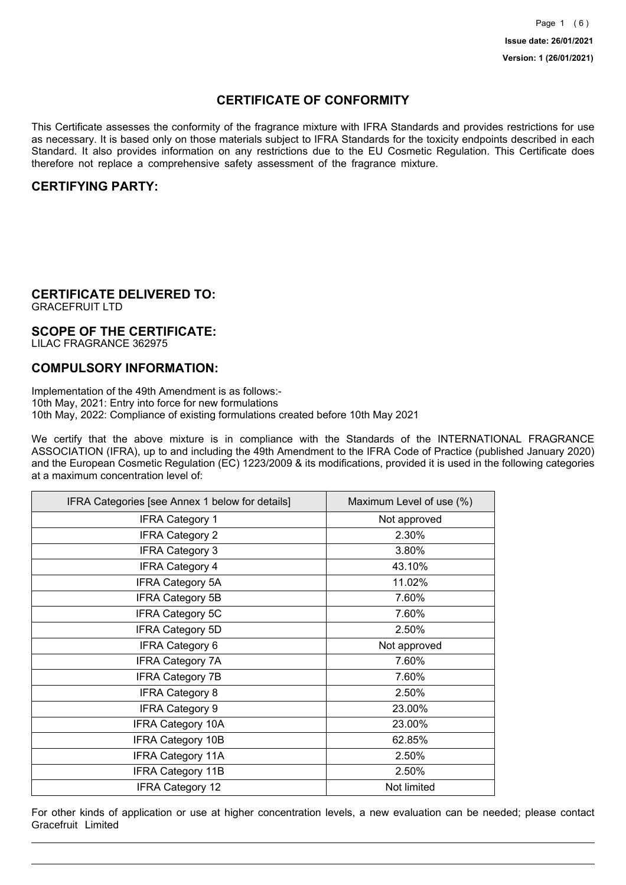**Issue date: 26/01/2021**

**Version: 1 (26/01/2021)**

# CERTIFICATE OF CONFORMITY

This Certificate assesses the conformity of the fragrance mixture with IFRA Standards and provides restrictions for use as necessary. It is based only on those materials subject to IFRA Standards for the toxicity endpoints described in each Standard. It also provides information on any restrictions due to the EU Cosmetic Regulation. This Certificate does therefore not replace a comprehensive safety assessment of the fragrance mixture.

## CERTIFYING PARTY:

## CERTIFICATE DELIVERED TO:

GRACEFRUIT LTD

## SCOPE OF THE CERTIFICATE:

LILAC FRAGRANCE 362975

## COMPULSORY INFORMATION:

Implementation of the 49th Amendment is as follows:-
10th May, 2021: Entry into force for new formulations
10th May, 2022: Compliance of existing formulations created before 10th May 2021

We certify that the above mixture is in compliance with the Standards of the INTERNATIONAL FRAGRANCE ASSOCIATION (IFRA), up to and including the 49th Amendment to the IFRA Code of Practice (published January 2020) and the European Cosmetic Regulation (EC) 1223/2009 & its modifications, provided it is used in the following categories at a maximum concentration level of:

| IFRA Categories [see Annex 1 below for details] | Maximum Level of use (%) |
|---|---|
| IFRA Category 1 | Not approved |
| IFRA Category 2 | 2.30% |
| IFRA Category 3 | 3.80% |
| IFRA Category 4 | 43.10% |
| IFRA Category 5A | 11.02% |
| IFRA Category 5B | 7.60% |
| IFRA Category 5C | 7.60% |
| IFRA Category 5D | 2.50% |
| IFRA Category 6 | Not approved |
| IFRA Category 7A | 7.60% |
| IFRA Category 7B | 7.60% |
| IFRA Category 8 | 2.50% |
| IFRA Category 9 | 23.00% |
| IFRA Category 10A | 23.00% |
| IFRA Category 10B | 62.85% |
| IFRA Category 11A | 2.50% |
| IFRA Category 11B | 2.50% |
| IFRA Category 12 | Not limited |

For other kinds of application or use at higher concentration levels, a new evaluation can be needed; please contact Gracefruit Limited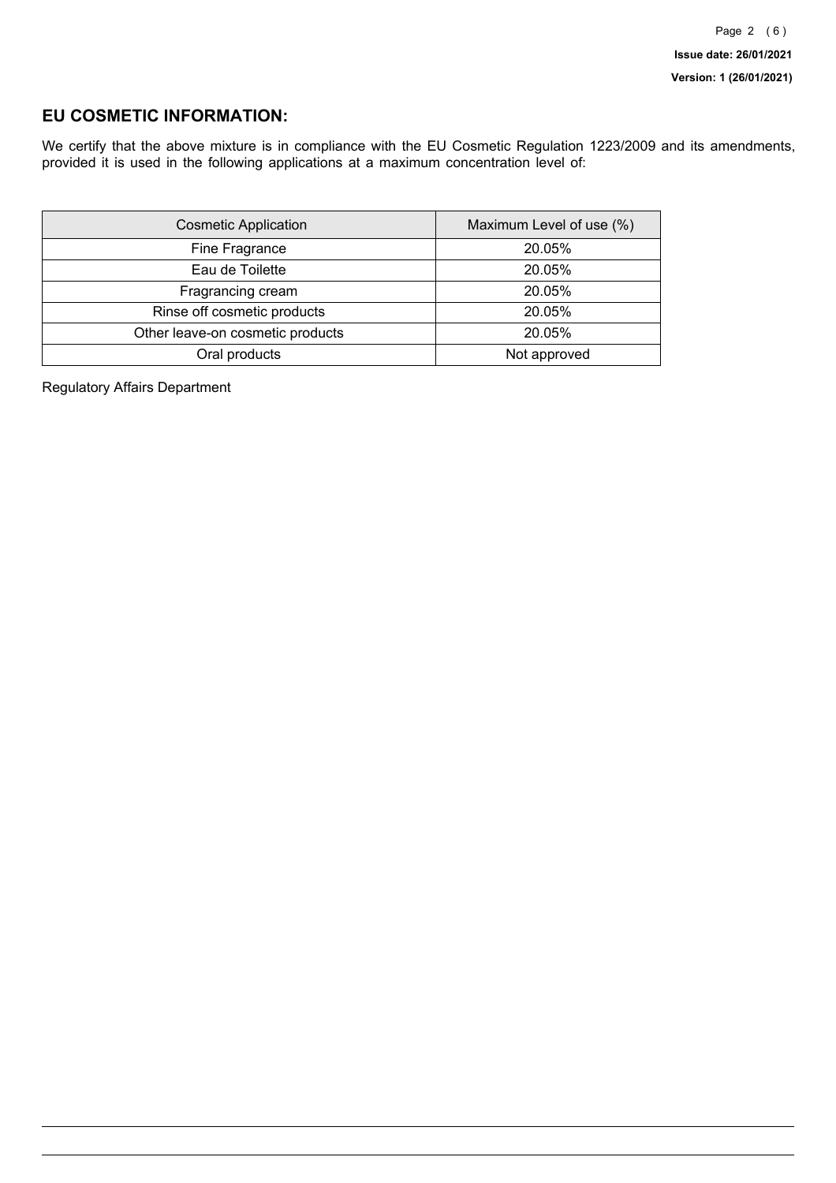## EU COSMETIC INFORMATION:

We certify that the above mixture is in compliance with the EU Cosmetic Regulation 1223/2009 and its amendments, provided it is used in the following applications at a maximum concentration level of:

| Cosmetic Application | Maximum Level of use (%) |
| --- | --- |
| Fine Fragrance | 20.05% |
| Eau de Toilette | 20.05% |
| Fragrancing cream | 20.05% |
| Rinse off cosmetic products | 20.05% |
| Other leave-on cosmetic products | 20.05% |
| Oral products | Not approved |

Regulatory Affairs Department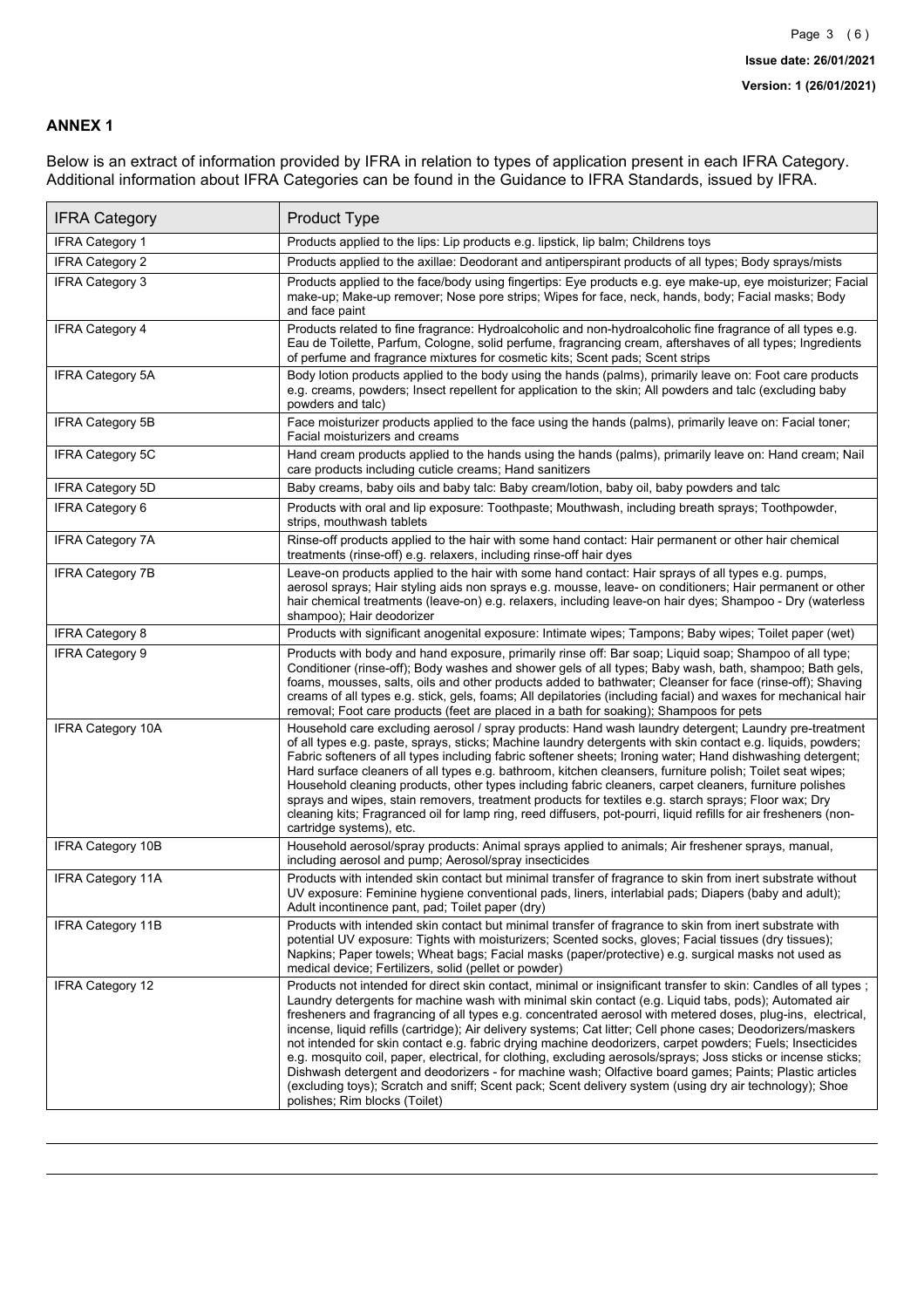## ANNEX 1

Below is an extract of information provided by IFRA in relation to types of application present in each IFRA Category. Additional information about IFRA Categories can be found in the Guidance to IFRA Standards, issued by IFRA.

| IFRA Category | Product Type |
|---|---|
| IFRA Category 1 | Products applied to the lips: Lip products e.g. lipstick, lip balm; Childrens toys |
| IFRA Category 2 | Products applied to the axillae: Deodorant and antiperspirant products of all types; Body sprays/mists |
| IFRA Category 3 | Products applied to the face/body using fingertips: Eye products e.g. eye make-up, eye moisturizer; Facial make-up; Make-up remover; Nose pore strips; Wipes for face, neck, hands, body; Facial masks; Body and face paint |
| IFRA Category 4 | Products related to fine fragrance: Hydroalcoholic and non-hydroalcoholic fine fragrance of all types e.g. Eau de Toilette, Parfum, Cologne, solid perfume, fragrancing cream, aftershaves of all types; Ingredients of perfume and fragrance mixtures for cosmetic kits; Scent pads; Scent strips |
| IFRA Category 5A | Body lotion products applied to the body using the hands (palms), primarily leave on: Foot care products e.g. creams, powders; Insect repellent for application to the skin; All powders and talc (excluding baby powders and talc) |
| IFRA Category 5B | Face moisturizer products applied to the face using the hands (palms), primarily leave on: Facial toner; Facial moisturizers and creams |
| IFRA Category 5C | Hand cream products applied to the hands using the hands (palms), primarily leave on: Hand cream; Nail care products including cuticle creams; Hand sanitizers |
| IFRA Category 5D | Baby creams, baby oils and baby talc: Baby cream/lotion, baby oil, baby powders and talc |
| IFRA Category 6 | Products with oral and lip exposure: Toothpaste; Mouthwash, including breath sprays; Toothpowder, strips, mouthwash tablets |
| IFRA Category 7A | Rinse-off products applied to the hair with some hand contact: Hair permanent or other hair chemical treatments (rinse-off) e.g. relaxers, including rinse-off hair dyes |
| IFRA Category 7B | Leave-on products applied to the hair with some hand contact: Hair sprays of all types e.g. pumps, aerosol sprays; Hair styling aids non sprays e.g. mousse, leave- on conditioners; Hair permanent or other hair chemical treatments (leave-on) e.g. relaxers, including leave-on hair dyes; Shampoo - Dry (waterless shampoo); Hair deodorizer |
| IFRA Category 8 | Products with significant anogenital exposure: Intimate wipes; Tampons; Baby wipes; Toilet paper (wet) |
| IFRA Category 9 | Products with body and hand exposure, primarily rinse off: Bar soap; Liquid soap; Shampoo of all type; Conditioner (rinse-off); Body washes and shower gels of all types; Baby wash, bath, shampoo; Bath gels, foams, mousses, salts, oils and other products added to bathwater; Cleanser for face (rinse-off); Shaving creams of all types e.g. stick, gels, foams; All depilatories (including facial) and waxes for mechanical hair removal; Foot care products (feet are placed in a bath for soaking); Shampoos for pets |
| IFRA Category 10A | Household care excluding aerosol / spray products: Hand wash laundry detergent; Laundry pre-treatment of all types e.g. paste, sprays, sticks; Machine laundry detergents with skin contact e.g. liquids, powders; Fabric softeners of all types including fabric softener sheets; Ironing water; Hand dishwashing detergent; Hard surface cleaners of all types e.g. bathroom, kitchen cleansers, furniture polish; Toilet seat wipes; Household cleaning products, other types including fabric cleaners, carpet cleaners, furniture polishes sprays and wipes, stain removers, treatment products for textiles e.g. starch sprays; Floor wax; Dry cleaning kits; Fragranced oil for lamp ring, reed diffusers, pot-pourri, liquid refills for air fresheners (non-cartridge systems), etc. |
| IFRA Category 10B | Household aerosol/spray products: Animal sprays applied to animals; Air freshener sprays, manual, including aerosol and pump; Aerosol/spray insecticides |
| IFRA Category 11A | Products with intended skin contact but minimal transfer of fragrance to skin from inert substrate without UV exposure: Feminine hygiene conventional pads, liners, interlabial pads; Diapers (baby and adult); Adult incontinence pant, pad; Toilet paper (dry) |
| IFRA Category 11B | Products with intended skin contact but minimal transfer of fragrance to skin from inert substrate with potential UV exposure: Tights with moisturizers; Scented socks, gloves; Facial tissues (dry tissues); Napkins; Paper towels; Wheat bags; Facial masks (paper/protective) e.g. surgical masks not used as medical device; Fertilizers, solid (pellet or powder) |
| IFRA Category 12 | Products not intended for direct skin contact, minimal or insignificant transfer to skin: Candles of all types ; Laundry detergents for machine wash with minimal skin contact (e.g. Liquid tabs, pods); Automated air fresheners and fragrancing of all types e.g. concentrated aerosol with metered doses, plug-ins, electrical, incense, liquid refills (cartridge); Air delivery systems; Cat litter; Cell phone cases; Deodorizers/maskers not intended for skin contact e.g. fabric drying machine deodorizers, carpet powders; Fuels; Insecticides e.g. mosquito coil, paper, electrical, for clothing, excluding aerosols/sprays; Joss sticks or incense sticks; Dishwash detergent and deodorizers - for machine wash; Olfactive board games; Paints; Plastic articles (excluding toys); Scratch and sniff; Scent pack; Scent delivery system (using dry air technology); Shoe polishes; Rim blocks (Toilet) |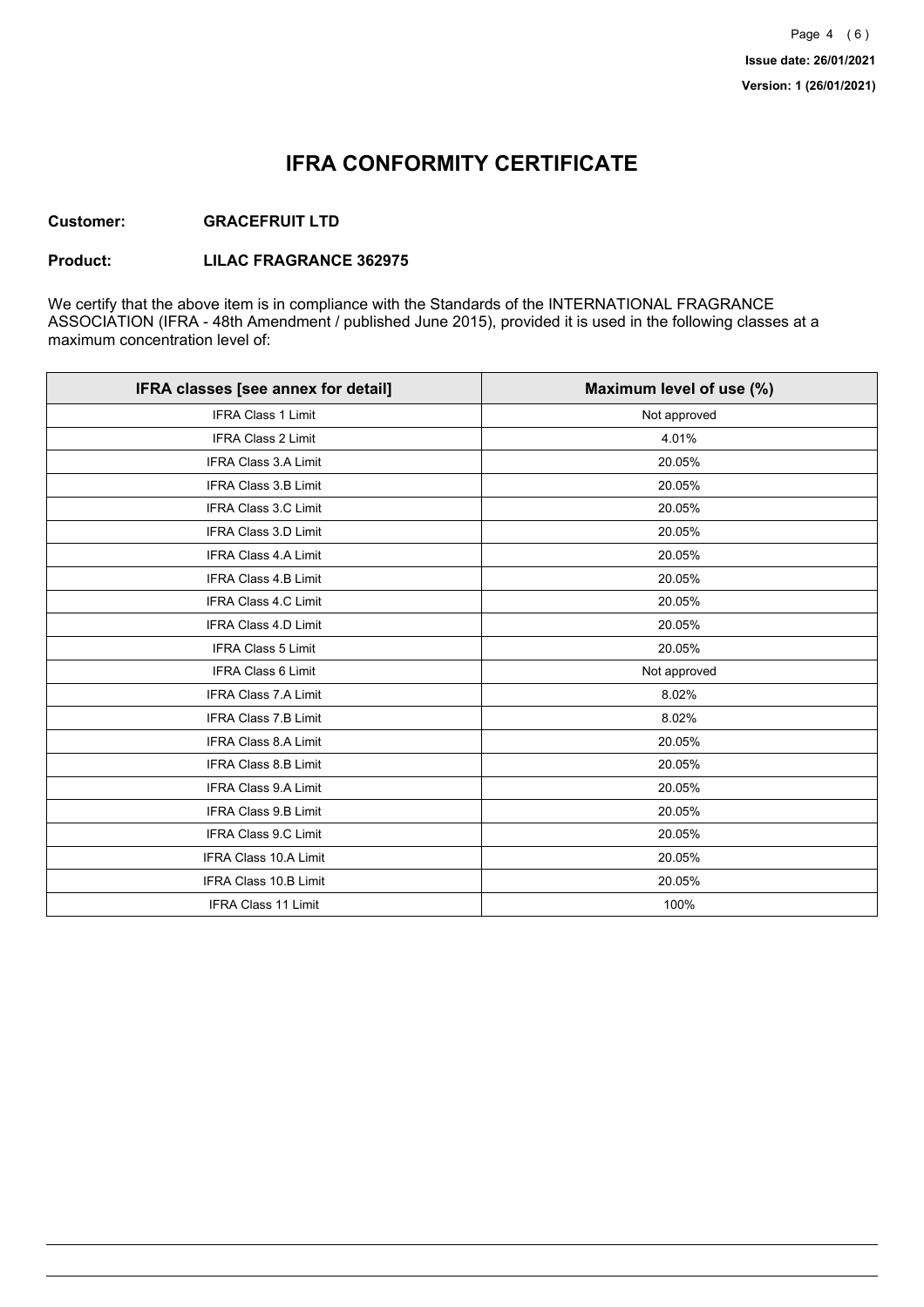# IFRA CONFORMITY CERTIFICATE

**Customer:** **GRACEFRUIT LTD**

**Product:** **LILAC FRAGRANCE 362975**

We certify that the above item is in compliance with the Standards of the INTERNATIONAL FRAGRANCE ASSOCIATION (IFRA - 48th Amendment / published June 2015), provided it is used in the following classes at a maximum concentration level of:

| IFRA classes [see annex for detail] | Maximum level of use (%) |
|---|---|
| IFRA Class 1 Limit | Not approved |
| IFRA Class 2 Limit | 4.01% |
| IFRA Class 3.A Limit | 20.05% |
| IFRA Class 3.B Limit | 20.05% |
| IFRA Class 3.C Limit | 20.05% |
| IFRA Class 3.D Limit | 20.05% |
| IFRA Class 4.A Limit | 20.05% |
| IFRA Class 4.B Limit | 20.05% |
| IFRA Class 4.C Limit | 20.05% |
| IFRA Class 4.D Limit | 20.05% |
| IFRA Class 5 Limit | 20.05% |
| IFRA Class 6 Limit | Not approved |
| IFRA Class 7.A Limit | 8.02% |
| IFRA Class 7.B Limit | 8.02% |
| IFRA Class 8.A Limit | 20.05% |
| IFRA Class 8.B Limit | 20.05% |
| IFRA Class 9.A Limit | 20.05% |
| IFRA Class 9.B Limit | 20.05% |
| IFRA Class 9.C Limit | 20.05% |
| IFRA Class 10.A Limit | 20.05% |
| IFRA Class 10.B Limit | 20.05% |
| IFRA Class 11 Limit | 100% |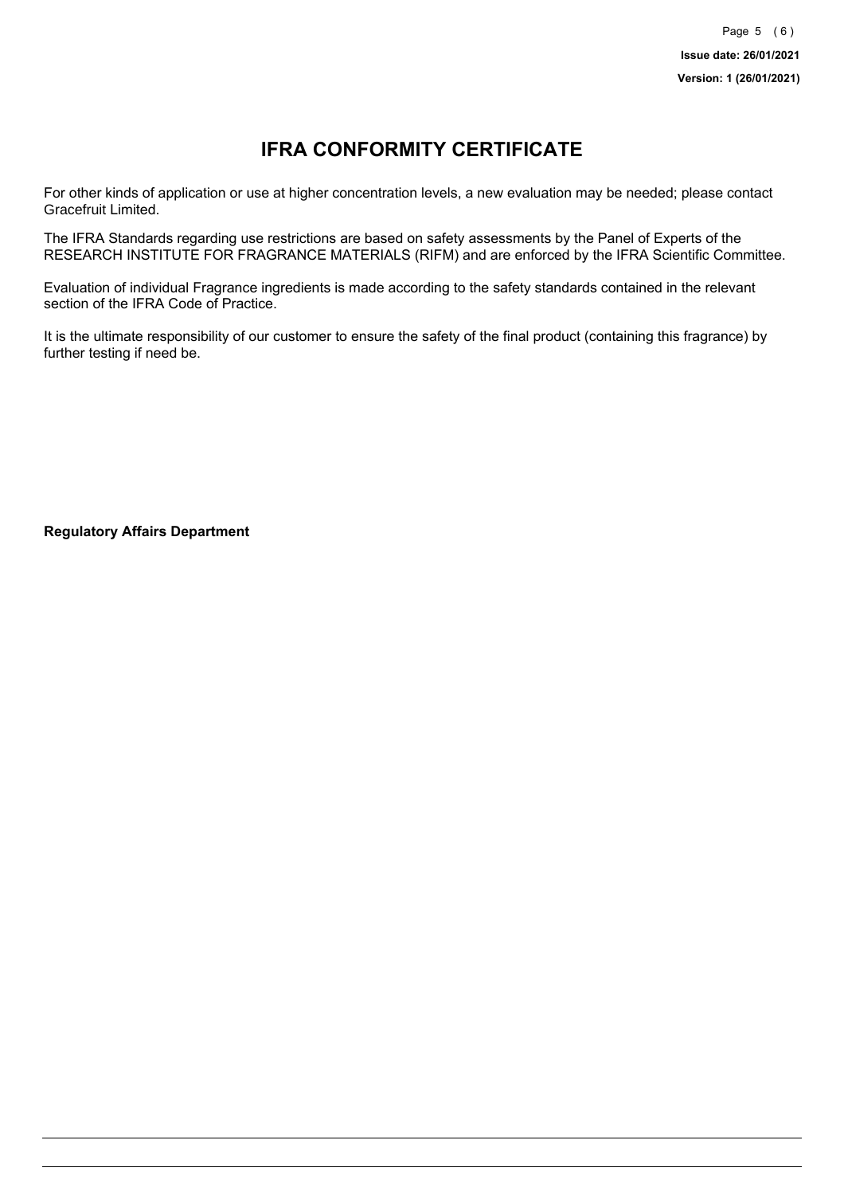# IFRA CONFORMITY CERTIFICATE

For other kinds of application or use at higher concentration levels, a new evaluation may be needed; please contact Gracefruit Limited.

The IFRA Standards regarding use restrictions are based on safety assessments by the Panel of Experts of the RESEARCH INSTITUTE FOR FRAGRANCE MATERIALS (RIFM) and are enforced by the IFRA Scientific Committee.

Evaluation of individual Fragrance ingredients is made according to the safety standards contained in the relevant section of the IFRA Code of Practice.

It is the ultimate responsibility of our customer to ensure the safety of the final product (containing this fragrance) by further testing if need be.

**Regulatory Affairs Department**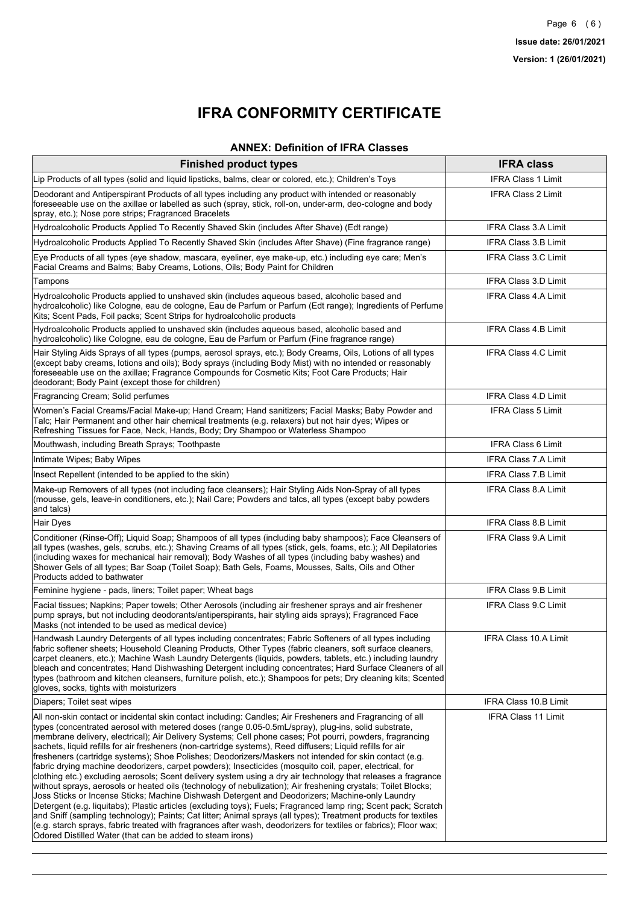# IFRA CONFORMITY CERTIFICATE

**Issue date: 26/01/2021**

**Version: 1 (26/01/2021)**

### ANNEX: Definition of IFRA Classes

| Finished product types | IFRA class |
|---|---|
| Lip Products of all types (solid and liquid lipsticks, balms, clear or colored, etc.); Children's Toys | IFRA Class 1 Limit |
| Deodorant and Antiperspirant Products of all types including any product with intended or reasonably foreseeable use on the axillae or labelled as such (spray, stick, roll-on, under-arm, deo-cologne and body spray, etc.); Nose pore strips; Fragranced Bracelets | IFRA Class 2 Limit |
| Hydroalcoholic Products Applied To Recently Shaved Skin (includes After Shave) (Edt range) | IFRA Class 3.A Limit |
| Hydroalcoholic Products Applied To Recently Shaved Skin (includes After Shave) (Fine fragrance range) | IFRA Class 3.B Limit |
| Eye Products of all types (eye shadow, mascara, eyeliner, eye make-up, etc.) including eye care; Men's Facial Creams and Balms; Baby Creams, Lotions, Oils; Body Paint for Children | IFRA Class 3.C Limit |
| Tampons | IFRA Class 3.D Limit |
| Hydroalcoholic Products applied to unshaved skin (includes aqueous based, alcoholic based and hydroalcoholic) like Cologne, eau de cologne, Eau de Parfum or Parfum (Edt range); Ingredients of Perfume Kits; Scent Pads, Foil packs; Scent Strips for hydroalcoholic products | IFRA Class 4.A Limit |
| Hydroalcoholic Products applied to unshaved skin (includes aqueous based, alcoholic based and hydroalcoholic) like Cologne, eau de cologne, Eau de Parfum or Parfum (Fine fragrance range) | IFRA Class 4.B Limit |
| Hair Styling Aids Sprays of all types (pumps, aerosol sprays, etc.); Body Creams, Oils, Lotions of all types (except baby creams, lotions and oils); Body sprays (including Body Mist) with no intended or reasonably foreseeable use on the axillae; Fragrance Compounds for Cosmetic Kits; Foot Care Products; Hair deodorant; Body Paint (except those for children) | IFRA Class 4.C Limit |
| Fragrancing Cream; Solid perfumes | IFRA Class 4.D Limit |
| Women's Facial Creams/Facial Make-up; Hand Cream; Hand sanitizers; Facial Masks; Baby Powder and Talc; Hair Permanent and other hair chemical treatments (e.g. relaxers) but not hair dyes; Wipes or Refreshing Tissues for Face, Neck, Hands, Body; Dry Shampoo or Waterless Shampoo | IFRA Class 5 Limit |
| Mouthwash, including Breath Sprays; Toothpaste | IFRA Class 6 Limit |
| Intimate Wipes; Baby Wipes | IFRA Class 7.A Limit |
| Insect Repellent (intended to be applied to the skin) | IFRA Class 7.B Limit |
| Make-up Removers of all types (not including face cleansers); Hair Styling Aids Non-Spray of all types (mousse, gels, leave-in conditioners, etc.); Nail Care; Powders and talcs, all types (except baby powders and talcs) | IFRA Class 8.A Limit |
| Hair Dyes | IFRA Class 8.B Limit |
| Conditioner (Rinse-Off); Liquid Soap; Shampoos of all types (including baby shampoos); Face Cleansers of all types (washes, gels, scrubs, etc.); Shaving Creams of all types (stick, gels, foams, etc.); All Depilatories (including waxes for mechanical hair removal); Body Washes of all types (including baby washes) and Shower Gels of all types; Bar Soap (Toilet Soap); Bath Gels, Foams, Mousses, Salts, Oils and Other Products added to bathwater | IFRA Class 9.A Limit |
| Feminine hygiene - pads, liners; Toilet paper; Wheat bags | IFRA Class 9.B Limit |
| Facial tissues; Napkins; Paper towels; Other Aerosols (including air freshener sprays and air freshener pump sprays, but not including deodorants/antiperspirants, hair styling aids sprays); Fragranced Face Masks (not intended to be used as medical device) | IFRA Class 9.C Limit |
| Handwash Laundry Detergents of all types including concentrates; Fabric Softeners of all types including fabric softener sheets; Household Cleaning Products, Other Types (fabric cleaners, soft surface cleaners, carpet cleaners, etc.); Machine Wash Laundry Detergents (liquids, powders, tablets, etc.) including laundry bleach and concentrates; Hand Dishwashing Detergent including concentrates; Hard Surface Cleaners of all types (bathroom and kitchen cleansers, furniture polish, etc.); Shampoos for pets; Dry cleaning kits; Scented gloves, socks, tights with moisturizers | IFRA Class 10.A Limit |
| Diapers; Toilet seat wipes | IFRA Class 10.B Limit |
| All non-skin contact or incidental skin contact including: Candles; Air Fresheners and Fragrancing of all types (concentrated aerosol with metered doses (range 0.05-0.5mL/spray), plug-ins, solid substrate, membrane delivery, electrical); Air Delivery Systems; Cell phone cases; Pot pourri, powders, fragrancing sachets, liquid refills for air fresheners (non-cartridge systems), Reed diffusers; Liquid refills for air fresheners (cartridge systems); Shoe Polishes; Deodorizers/Maskers not intended for skin contact (e.g. fabric drying machine deodorizers, carpet powders); Insecticides (mosquito coil, paper, electrical, for clothing etc.) excluding aerosols; Scent delivery system using a dry air technology that releases a fragrance without sprays, aerosols or heated oils (technology of nebulization); Air freshening crystals; Toilet Blocks; Joss Sticks or Incense Sticks; Machine Dishwash Detergent and Deodorizers; Machine-only Laundry Detergent (e.g. liquitabs); Plastic articles (excluding toys); Fuels; Fragranced lamp ring; Scent pack; Scratch and Sniff (sampling technology); Paints; Cat litter; Animal sprays (all types); Treatment products for textiles (e.g. starch sprays, fabric treated with fragrances after wash, deodorizers for textiles or fabrics); Floor wax; Odored Distilled Water (that can be added to steam irons) | IFRA Class 11 Limit |